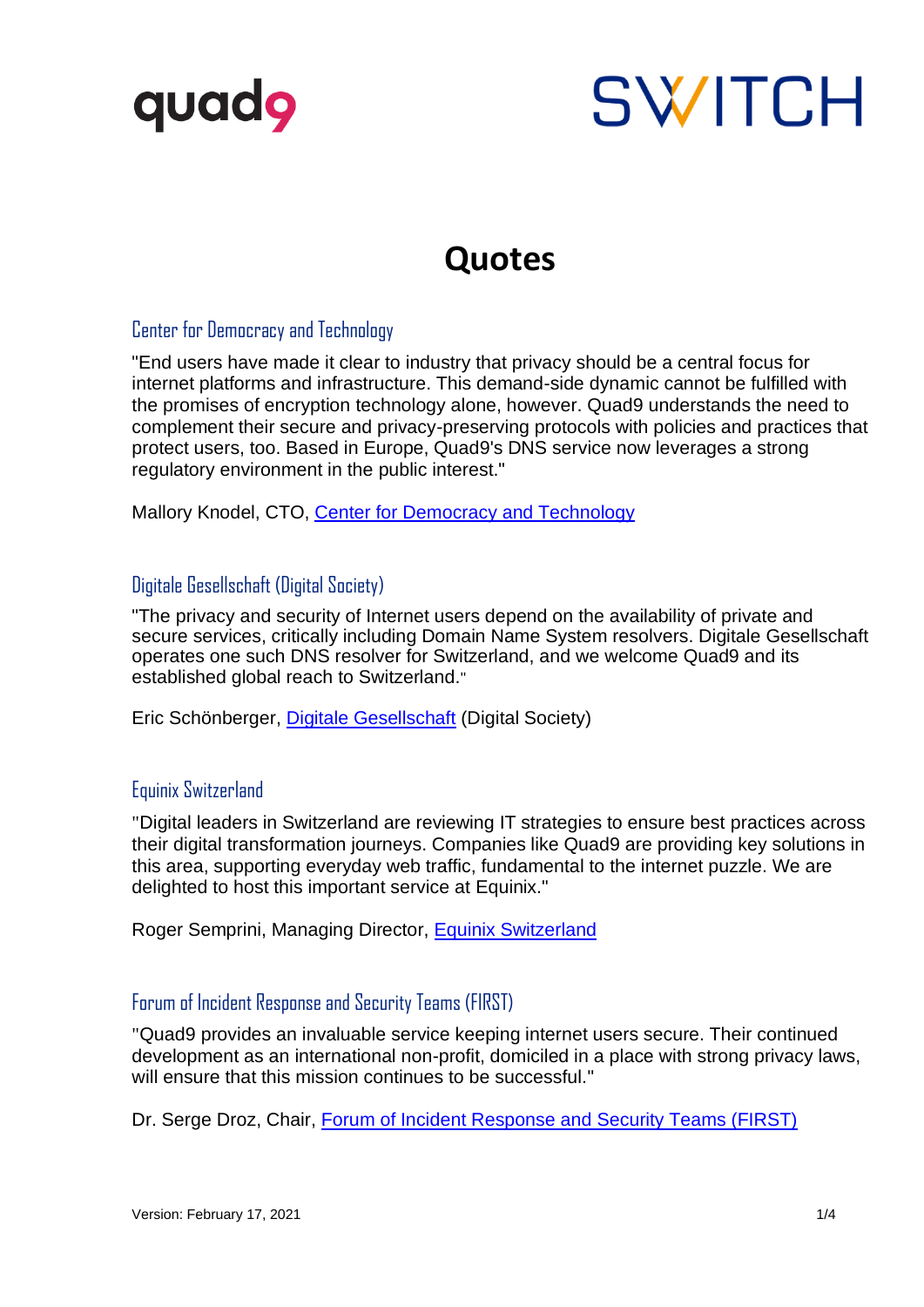quad9

SWITCH

# Quotes

## Center for Democracy and Technology

"End users have made it clear to industry that privacy should be a central focus for internet platforms and infrastructure. This demand-side dynamic cannot be fulfilled with the promises of encryption technology alone, however. Quad9 understands the need to complement their secure and privacy-preserving protocols with policies and practices that protect users, too. Based in Europe, Quad9's DNS service now leverages a strong regulatory environment in the public interest."

Mallory Knodel, CTO, Center for Democracy and Technology

## Digitale Gesellschaft (Digital Society)

"The privacy and security of Internet users depend on the availability of private and secure services, critically including Domain Name System resolvers. Digitale Gesellschaft operates one such DNS resolver for Switzerland, and we welcome Quad9 and its established global reach to Switzerland."

Eric Schönberger, Digitale Gesellschaft (Digital Society)

## Equinix Switzerland

"Digital leaders in Switzerland are reviewing IT strategies to ensure best practices across their digital transformation journeys. Companies like Quad9 are providing key solutions in this area, supporting everyday web traffic, fundamental to the internet puzzle. We are delighted to host this important service at Equinix."

Roger Semprini, Managing Director, Equinix Switzerland

## Forum of Incident Response and Security Teams (FIRST)

"Quad9 provides an invaluable service keeping internet users secure. Their continued development as an international non-profit, domiciled in a place with strong privacy laws, will ensure that this mission continues to be successful."

Dr. Serge Droz, Chair, Forum of Incident Response and Security Teams (FIRST)

Version: February 17, 2021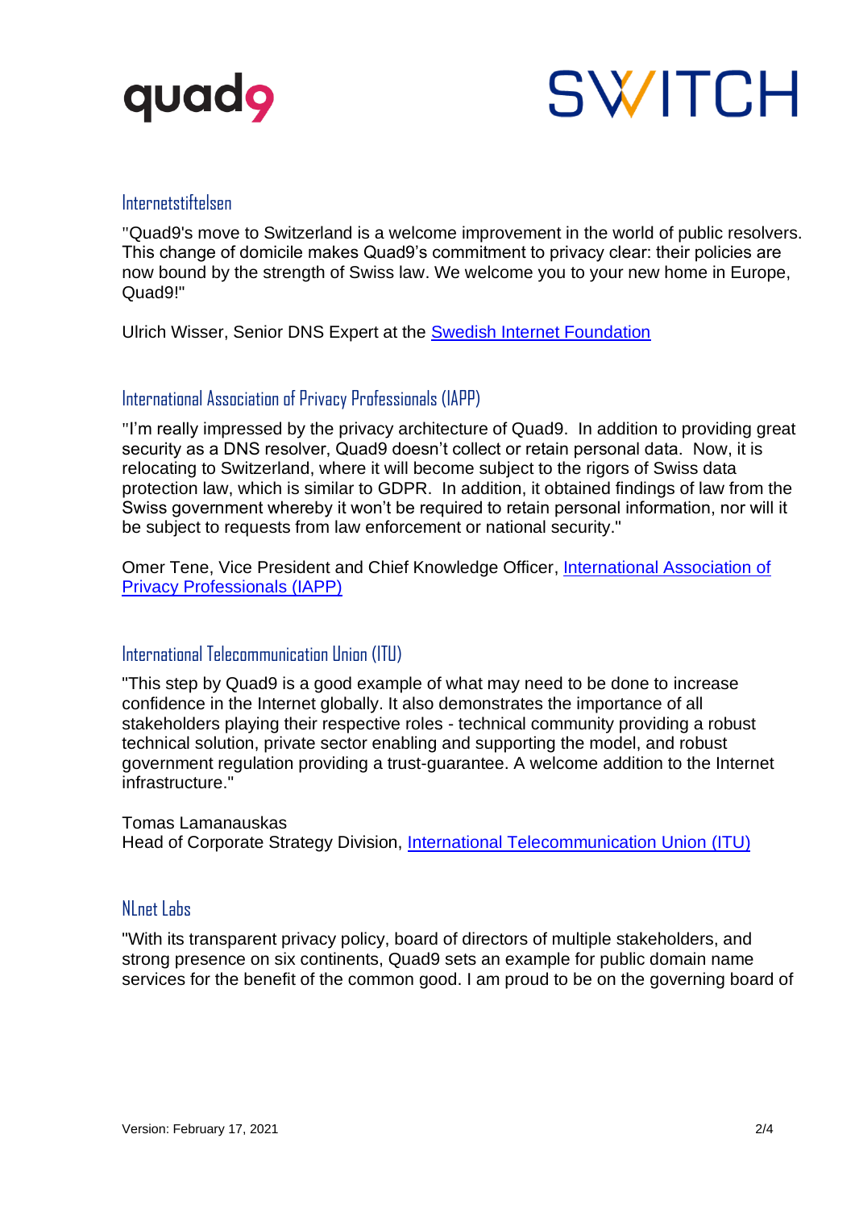## Internetstiftelsen

"Quad9's move to Switzerland is a welcome improvement in the world of public resolvers. This change of domicile makes Quad9's commitment to privacy clear: their policies are now bound by the strength of Swiss law. We welcome you to your new home in Europe, Quad9!"

Ulrich Wisser, Senior DNS Expert at the Swedish Internet Foundation

## International Association of Privacy Professionals (IAPP)

"I'm really impressed by the privacy architecture of Quad9. In addition to providing great security as a DNS resolver, Quad9 doesn't collect or retain personal data. Now, it is relocating to Switzerland, where it will become subject to the rigors of Swiss data protection law, which is similar to GDPR. In addition, it obtained findings of law from the Swiss government whereby it won't be required to retain personal information, nor will it be subject to requests from law enforcement or national security."

Omer Tene, Vice President and Chief Knowledge Officer, International Association of Privacy Professionals (IAPP)

## International Telecommunication Union (ITU)

"This step by Quad9 is a good example of what may need to be done to increase confidence in the Internet globally. It also demonstrates the importance of all stakeholders playing their respective roles - technical community providing a robust technical solution, private sector enabling and supporting the model, and robust government regulation providing a trust-guarantee. A welcome addition to the Internet infrastructure."

Tomas Lamanauskas
Head of Corporate Strategy Division, International Telecommunication Union (ITU)

## NLnet Labs

"With its transparent privacy policy, board of directors of multiple stakeholders, and strong presence on six continents, Quad9 sets an example for public domain name services for the benefit of the common good. I am proud to be on the governing board of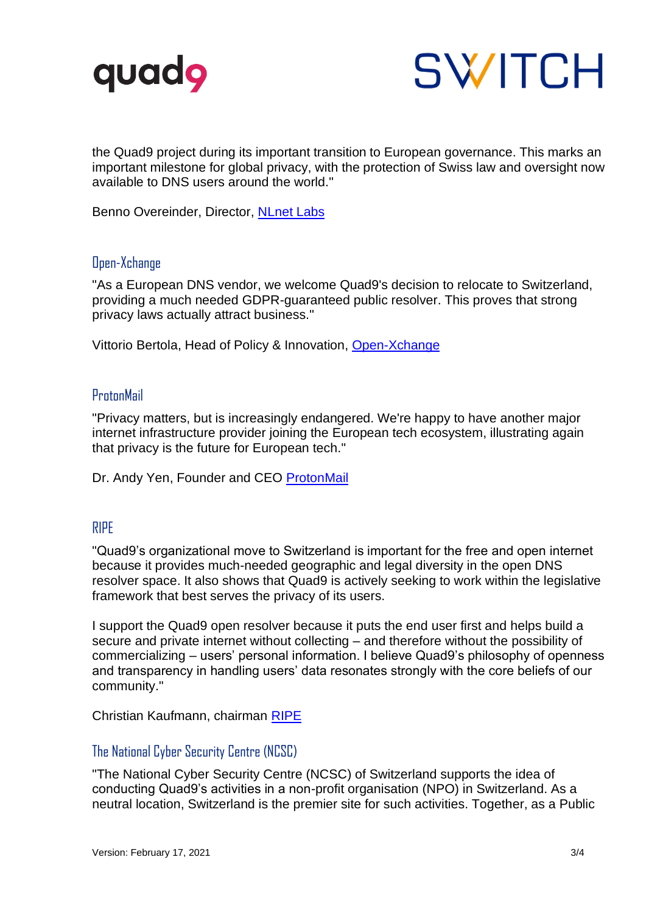the Quad9 project during its important transition to European governance. This marks an important milestone for global privacy, with the protection of Swiss law and oversight now available to DNS users around the world."

Benno Overeinder, Director, [NLnet Labs]

### Open-Xchange

"As a European DNS vendor, we welcome Quad9's decision to relocate to Switzerland, providing a much needed GDPR-guaranteed public resolver. This proves that strong privacy laws actually attract business."

Vittorio Bertola, Head of Policy & Innovation, [Open-Xchange]

### ProtonMail

"Privacy matters, but is increasingly endangered. We're happy to have another major internet infrastructure provider joining the European tech ecosystem, illustrating again that privacy is the future for European tech."

Dr. Andy Yen, Founder and CEO [ProtonMail]

### RIPE

"Quad9's organizational move to Switzerland is important for the free and open internet because it provides much-needed geographic and legal diversity in the open DNS resolver space. It also shows that Quad9 is actively seeking to work within the legislative framework that best serves the privacy of its users.

I support the Quad9 open resolver because it puts the end user first and helps build a secure and private internet without collecting – and therefore without the possibility of commercializing – users' personal information. I believe Quad9's philosophy of openness and transparency in handling users' data resonates strongly with the core beliefs of our community."

Christian Kaufmann, chairman [RIPE]

### The National Cyber Security Centre (NCSC)

"The National Cyber Security Centre (NCSC) of Switzerland supports the idea of conducting Quad9's activities in a non-profit organisation (NPO) in Switzerland. As a neutral location, Switzerland is the premier site for such activities. Together, as a Public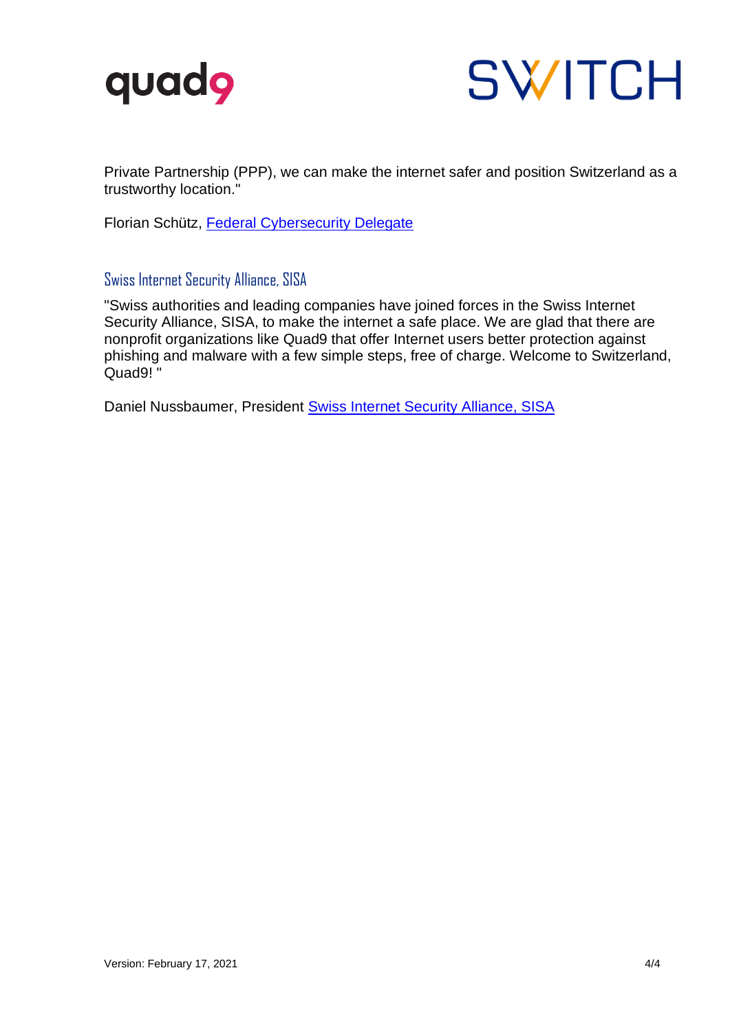Private Partnership (PPP), we can make the internet safer and position Switzerland as a trustworthy location."

Florian Schütz, [Federal Cybersecurity Delegate]

## Swiss Internet Security Alliance, SISA

"Swiss authorities and leading companies have joined forces in the Swiss Internet Security Alliance, SISA, to make the internet a safe place. We are glad that there are nonprofit organizations like Quad9 that offer Internet users better protection against phishing and malware with a few simple steps, free of charge. Welcome to Switzerland, Quad9! "

Daniel Nussbaumer, President [Swiss Internet Security Alliance, SISA]

Version: February 17, 2021